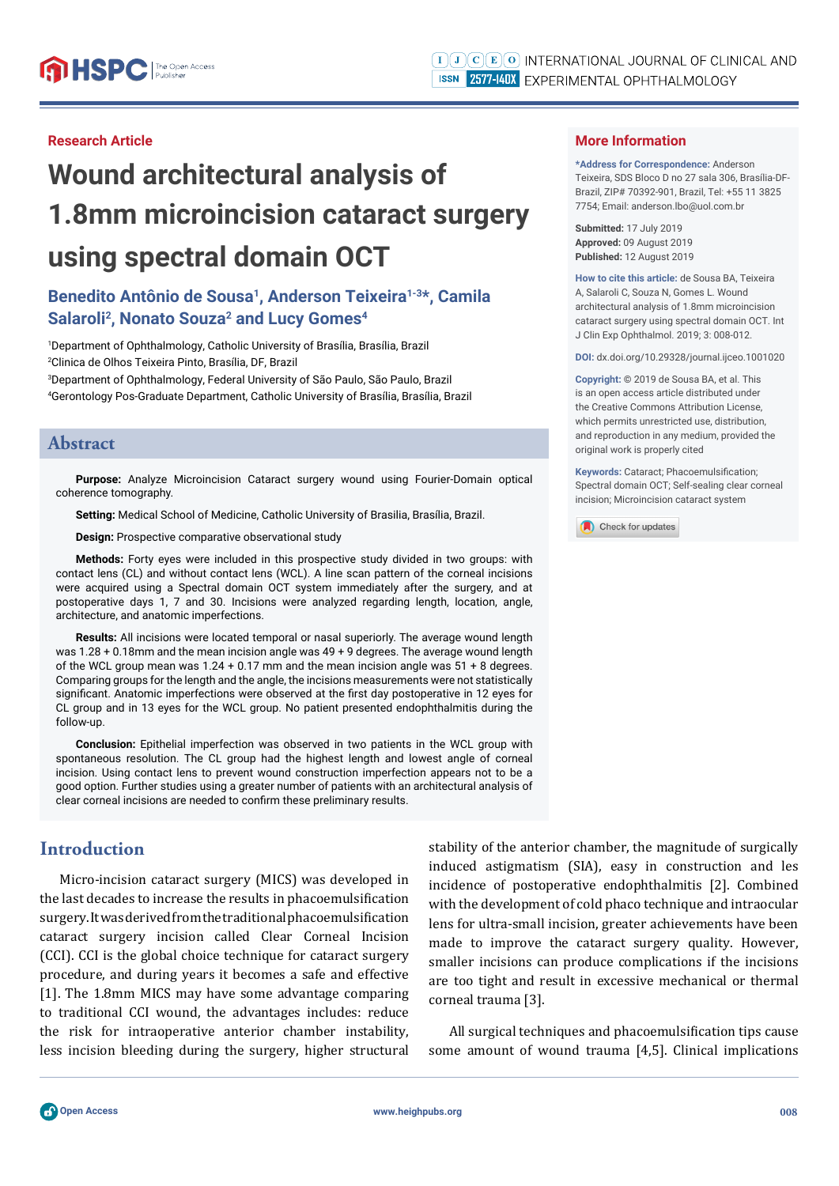Research Article

# Wound architectural analysis of 1.8mm microincision cataract surgery using spectral domain OCT

**Benedito Antônio de Sousa[1], Anderson Teixeira[1-3]*, Camila Salaroli[2], Nonato Souza[2] and Lucy Gomes[4]**

[1]Department of Ophthalmology, Catholic University of Brasília, Brasília, Brazil
[2]Clinica de Olhos Teixeira Pinto, Brasília, DF, Brazil
[3]Department of Ophthalmology, Federal University of São Paulo, São Paulo, Brazil
[4]Gerontology Pos-Graduate Department, Catholic University of Brasília, Brasília, Brazil

## More Information

***Address for Correspondence:** Anderson Teixeira, SDS Bloco D no 27 sala 306, Brasília-DF-Brazil, ZIP# 70392-901, Brazil, Tel: +55 11 3825 7754; Email: anderson.lbo@uol.com.br

**Submitted:** 17 July 2019
**Approved:** 09 August 2019
**Published:** 12 August 2019

**How to cite this article:** de Sousa BA, Teixeira A, Salaroli C, Souza N, Gomes L. Wound architectural analysis of 1.8mm microincision cataract surgery using spectral domain OCT. Int J Clin Exp Ophthalmol. 2019; 3: 008-012.

**DOI:** dx.doi.org/10.29328/journal.ijceo.1001020

**Copyright:** © 2019 de Sousa BA, et al. This is an open access article distributed under the Creative Commons Attribution License, which permits unrestricted use, distribution, and reproduction in any medium, provided the original work is properly cited

**Keywords:** Cataract; Phacoemulsification; Spectral domain OCT; Self-sealing clear corneal incision; Microincision cataract system

## Abstract

**Purpose:** Analyze Microincision Cataract surgery wound using Fourier-Domain optical coherence tomography.

**Setting:** Medical School of Medicine, Catholic University of Brasilia, Brasília, Brazil.

**Design:** Prospective comparative observational study

**Methods:** Forty eyes were included in this prospective study divided in two groups: with contact lens (CL) and without contact lens (WCL). A line scan pattern of the corneal incisions were acquired using a Spectral domain OCT system immediately after the surgery, and at postoperative days 1, 7 and 30. Incisions were analyzed regarding length, location, angle, architecture, and anatomic imperfections.

**Results:** All incisions were located temporal or nasal superiorly. The average wound length was 1.28 + 0.18mm and the mean incision angle was 49 + 9 degrees. The average wound length of the WCL group mean was 1.24 + 0.17 mm and the mean incision angle was 51 + 8 degrees. Comparing groups for the length and the angle, the incisions measurements were not statistically significant. Anatomic imperfections were observed at the first day postoperative in 12 eyes for CL group and in 13 eyes for the WCL group. No patient presented endophthalmitis during the follow-up.

**Conclusion:** Epithelial imperfection was observed in two patients in the WCL group with spontaneous resolution. The CL group had the highest length and lowest angle of corneal incision. Using contact lens to prevent wound construction imperfection appears not to be a good option. Further studies using a greater number of patients with an architectural analysis of clear corneal incisions are needed to confirm these preliminary results.

## Introduction

Micro-incision cataract surgery (MICS) was developed in the last decades to increase the results in phacoemulsification surgery. It was derived from the traditional phacoemulsification cataract surgery incision called Clear Corneal Incision (CCI). CCI is the global choice technique for cataract surgery procedure, and during years it becomes a safe and effective [1]. The 1.8mm MICS may have some advantage comparing to traditional CCI wound, the advantages includes: reduce the risk for intraoperative anterior chamber instability, less incision bleeding during the surgery, higher structural stability of the anterior chamber, the magnitude of surgically induced astigmatism (SIA), easy in construction and les incidence of postoperative endophthalmitis [2]. Combined with the development of cold phaco technique and intraocular lens for ultra-small incision, greater achievements have been made to improve the cataract surgery quality. However, smaller incisions can produce complications if the incisions are too tight and result in excessive mechanical or thermal corneal trauma [3].

All surgical techniques and phacoemulsification tips cause some amount of wound trauma [4,5]. Clinical implications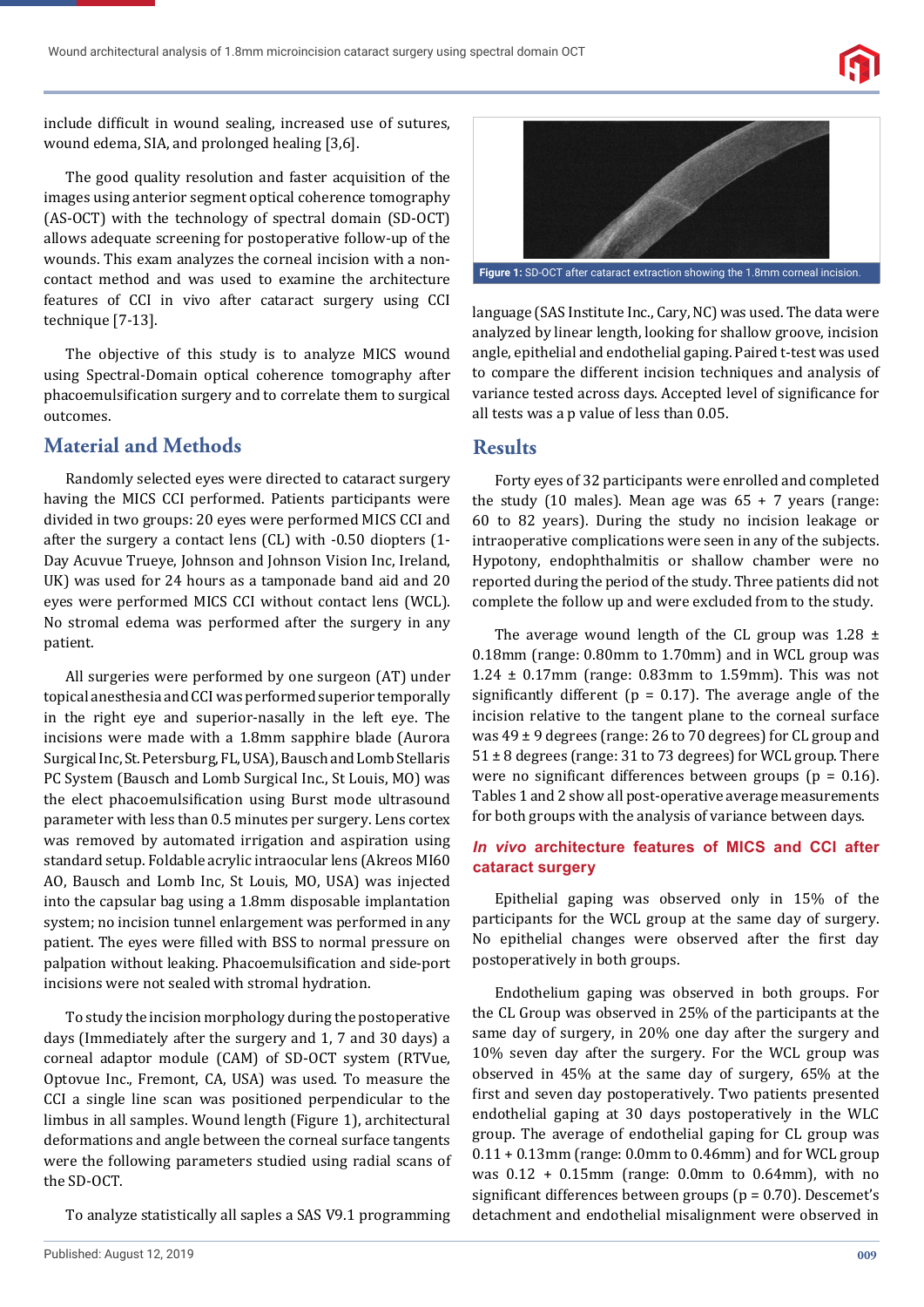include difficult in wound sealing, increased use of sutures, wound edema, SIA, and prolonged healing [3,6].

The good quality resolution and faster acquisition of the images using anterior segment optical coherence tomography (AS-OCT) with the technology of spectral domain (SD-OCT) allows adequate screening for postoperative follow-up of the wounds. This exam analyzes the corneal incision with a non-contact method and was used to examine the architecture features of CCI in vivo after cataract surgery using CCI technique [7-13].

The objective of this study is to analyze MICS wound using Spectral-Domain optical coherence tomography after phacoemulsification surgery and to correlate them to surgical outcomes.

## Material and Methods

Randomly selected eyes were directed to cataract surgery having the MICS CCI performed. Patients participants were divided in two groups: 20 eyes were performed MICS CCI and after the surgery a contact lens (CL) with -0.50 diopters (1-Day Acuvue Trueye, Johnson and Johnson Vision Inc, Ireland, UK) was used for 24 hours as a tamponade band aid and 20 eyes were performed MICS CCI without contact lens (WCL). No stromal edema was performed after the surgery in any patient.

All surgeries were performed by one surgeon (AT) under topical anesthesia and CCI was performed superior temporally in the right eye and superior-nasally in the left eye. The incisions were made with a 1.8mm sapphire blade (Aurora Surgical Inc, St. Petersburg, FL, USA), Bausch and Lomb Stellaris PC System (Bausch and Lomb Surgical Inc., St Louis, MO) was the elect phacoemulsification using Burst mode ultrasound parameter with less than 0.5 minutes per surgery. Lens cortex was removed by automated irrigation and aspiration using standard setup. Foldable acrylic intraocular lens (Akreos MI60 AO, Bausch and Lomb Inc, St Louis, MO, USA) was injected into the capsular bag using a 1.8mm disposable implantation system; no incision tunnel enlargement was performed in any patient. The eyes were filled with BSS to normal pressure on palpation without leaking. Phacoemulsification and side-port incisions were not sealed with stromal hydration.

To study the incision morphology during the postoperative days (Immediately after the surgery and 1, 7 and 30 days) a corneal adaptor module (CAM) of SD-OCT system (RTVue, Optovue Inc., Fremont, CA, USA) was used. To measure the CCI a single line scan was positioned perpendicular to the limbus in all samples. Wound length (Figure 1), architectural deformations and angle between the corneal surface tangents were the following parameters studied using radial scans of the SD-OCT.

To analyze statistically all saples a SAS V9.1 programming language (SAS Institute Inc., Cary, NC) was used. The data were analyzed by linear length, looking for shallow groove, incision angle, epithelial and endothelial gaping. Paired t-test was used to compare the different incision techniques and analysis of variance tested across days. Accepted level of significance for all tests was a p value of less than 0.05.

**Figure 1:** SD-OCT after cataract extraction showing the 1.8mm corneal incision.

## Results

Forty eyes of 32 participants were enrolled and completed the study (10 males). Mean age was 65 + 7 years (range: 60 to 82 years). During the study no incision leakage or intraoperative complications were seen in any of the subjects. Hypotony, endophthalmitis or shallow chamber were no reported during the period of the study. Three patients did not complete the follow up and were excluded from to the study.

The average wound length of the CL group was 1.28 ± 0.18mm (range: 0.80mm to 1.70mm) and in WCL group was 1.24 ± 0.17mm (range: 0.83mm to 1.59mm). This was not significantly different (p = 0.17). The average angle of the incision relative to the tangent plane to the corneal surface was 49 ± 9 degrees (range: 26 to 70 degrees) for CL group and 51 ± 8 degrees (range: 31 to 73 degrees) for WCL group. There were no significant differences between groups (p = 0.16). Tables 1 and 2 show all post-operative average measurements for both groups with the analysis of variance between days.

### *In vivo* architecture features of MICS and CCI after cataract surgery

Epithelial gaping was observed only in 15% of the participants for the WCL group at the same day of surgery. No epithelial changes were observed after the first day postoperatively in both groups.

Endothelium gaping was observed in both groups. For the CL Group was observed in 25% of the participants at the same day of surgery, in 20% one day after the surgery and 10% seven day after the surgery. For the WCL group was observed in 45% at the same day of surgery, 65% at the first and seven day postoperatively. Two patients presented endothelial gaping at 30 days postoperatively in the WLC group. The average of endothelial gaping for CL group was 0.11 + 0.13mm (range: 0.0mm to 0.46mm) and for WCL group was 0.12 + 0.15mm (range: 0.0mm to 0.64mm), with no significant differences between groups (p = 0.70). Descemet's detachment and endothelial misalignment were observed in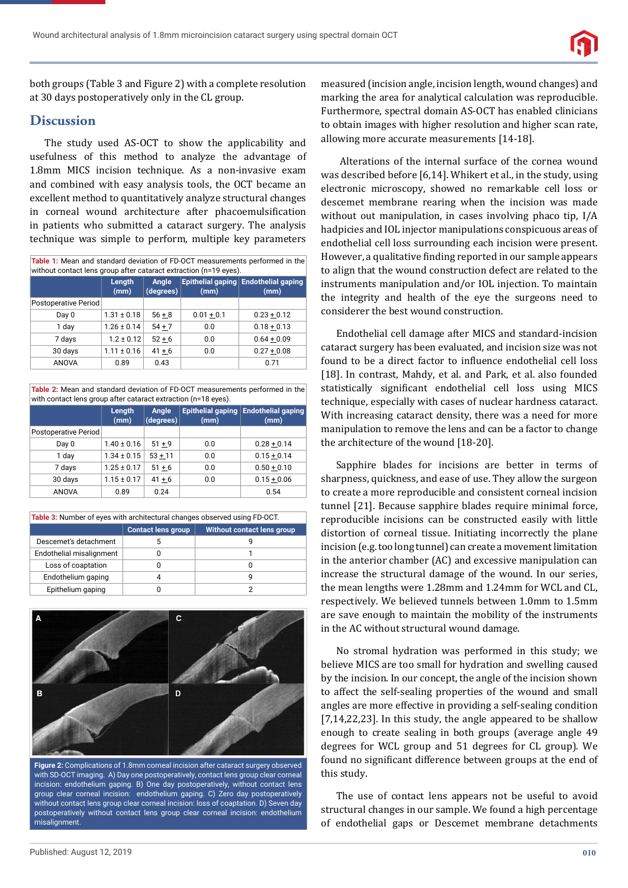both groups (Table 3 and Figure 2) with a complete resolution at 30 days postoperatively only in the CL group.

## Discussion

The study used AS-OCT to show the applicability and usefulness of this method to analyze the advantage of 1.8mm MICS incision technique. As a non-invasive exam and combined with easy analysis tools, the OCT became an excellent method to quantitatively analyze structural changes in corneal wound architecture after phacoemulsification in patients who submitted a cataract surgery. The analysis technique was simple to perform, multiple key parameters measured (incision angle, incision length, wound changes) and marking the area for analytical calculation was reproducible. Furthermore, spectral domain AS-OCT has enabled clinicians to obtain images with higher resolution and higher scan rate, allowing more accurate measurements [14-18].

**Table 1:** Mean and standard deviation of FD-OCT measurements performed in the without contact lens group after cataract extraction (n=19 eyes).

| | Length (mm) | Angle (degrees) | Epithelial gaping (mm) | Endothelial gaping (mm) |
|---|---|---|---|---|
| Postoperative Period | | | | |
| Day 0 | 1.31 ± 0.18 | 56 ± 8 | 0.01 ± 0.1 | 0.23 ± 0.12 |
| 1 day | 1.26 ± 0.14 | 54 ± 7 | 0.0 | 0.18 ± 0.13 |
| 7 days | 1.2 ± 0.12 | 52 ± 6 | 0.0 | 0.64 ± 0.09 |
| 30 days | 1.11 ± 0.16 | 41 ± 6 | 0.0 | 0.27 ± 0.08 |
| ANOVA | 0.89 | 0.43 | | 0.71 |

**Table 2:** Mean and standard deviation of FD-OCT measurements performed in the with contact lens group after cataract extraction (n=18 eyes).

| | Length (mm) | Angle (degrees) | Epithelial gaping (mm) | Endothelial gaping (mm) |
|---|---|---|---|---|
| Postoperative Period | | | | |
| Day 0 | 1.40 ± 0.16 | 51 ± 9 | 0.0 | 0.28 ± 0.14 |
| 1 day | 1.34 ± 0.15 | 53 ± 11 | 0.0 | 0.15 ± 0.14 |
| 7 days | 1.25 ± 0.17 | 51 ± 6 | 0.0 | 0.50 ± 0.10 |
| 30 days | 1.15 ± 0.17 | 41 ± 6 | 0.0 | 0.15 ± 0.06 |
| ANOVA | 0.89 | 0.24 | | 0.54 |

**Table 3:** Number of eyes with architectural changes observed using FD-OCT.

| | Contact lens group | Without contact lens group |
|---|---|---|
| Descemet's detachment | 5 | 9 |
| Endothelial misalignment | 0 | 1 |
| Loss of coaptation | 0 | 0 |
| Endothelium gaping | 4 | 9 |
| Epithelium gaping | 0 | 2 |

**Figure 2:** Complications of 1.8mm corneal incision after cataract surgery observed with SD-OCT imaging. A) Day one postoperatively, contact lens group clear corneal incision: endothelium gaping. B) One day postoperatively, without contact lens group clear corneal incision: endothelium gaping. C) Zero day postoperatively without contact lens group clear corneal incision: loss of coaptation. D) Seven day postoperatively without contact lens group clear corneal incision: endothelium misalignment.

Alterations of the internal surface of the cornea wound was described before [6,14]. Whikert et al., in the study, using electronic microscopy, showed no remarkable cell loss or descemet membrane rearing when the incision was made without out manipulation, in cases involving phaco tip, I/A hadpicies and IOL injector manipulations conspicuous areas of endothelial cell loss surrounding each incision were present. However, a qualitative finding reported in our sample appears to align that the wound construction defect are related to the instruments manipulation and/or IOL injection. To maintain the integrity and health of the eye the surgeons need to considerer the best wound construction.

Endothelial cell damage after MICS and standard-incision cataract surgery has been evaluated, and incision size was not found to be a direct factor to influence endothelial cell loss [18]. In contrast, Mahdy, et al. and Park, et al. also founded statistically significant endothelial cell loss using MICS technique, especially with cases of nuclear hardness cataract. With increasing cataract density, there was a need for more manipulation to remove the lens and can be a factor to change the architecture of the wound [18-20].

Sapphire blades for incisions are better in terms of sharpness, quickness, and ease of use. They allow the surgeon to create a more reproducible and consistent corneal incision tunnel [21]. Because sapphire blades require minimal force, reproducible incisions can be constructed easily with little distortion of corneal tissue. Initiating incorrectly the plane incision (e.g. too long tunnel) can create a movement limitation in the anterior chamber (AC) and excessive manipulation can increase the structural damage of the wound. In our series, the mean lengths were 1.28mm and 1.24mm for WCL and CL, respectively. We believed tunnels between 1.0mm to 1.5mm are save enough to maintain the mobility of the instruments in the AC without structural wound damage.

No stromal hydration was performed in this study; we believe MICS are too small for hydration and swelling caused by the incision. In our concept, the angle of the incision shown to affect the self-sealing properties of the wound and small angles are more effective in providing a self-sealing condition [7,14,22,23]. In this study, the angle appeared to be shallow enough to create sealing in both groups (average angle 49 degrees for WCL group and 51 degrees for CL group). We found no significant difference between groups at the end of this study.

The use of contact lens appears not be useful to avoid structural changes in our sample. We found a high percentage of endothelial gaps or Descemet membrane detachments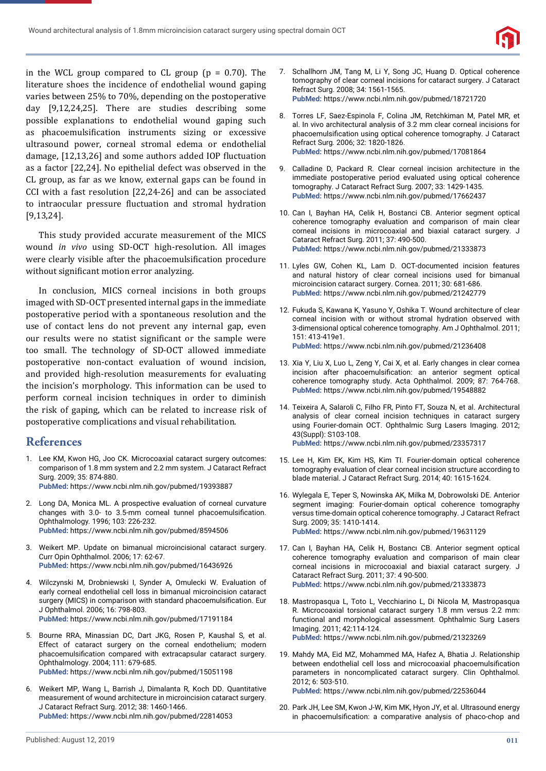in the WCL group compared to CL group (p = 0.70). The literature shoes the incidence of endothelial wound gaping varies between 25% to 70%, depending on the postoperative day [9,12,24,25]. There are studies describing some possible explanations to endothelial wound gaping such as phacoemulsification instruments sizing or excessive ultrasound power, corneal stromal edema or endothelial damage, [12,13,26] and some authors added IOP fluctuation as a factor [22,24]. No epithelial defect was observed in the CL group, as far as we know, external gaps can be found in CCI with a fast resolution [22,24-26] and can be associated to intraocular pressure fluctuation and stromal hydration [9,13,24].

This study provided accurate measurement of the MICS wound *in vivo* using SD-OCT high-resolution. All images were clearly visible after the phacoemulsification procedure without significant motion error analyzing.

In conclusion, MICS corneal incisions in both groups imaged with SD-OCT presented internal gaps in the immediate postoperative period with a spontaneous resolution and the use of contact lens do not prevent any internal gap, even our results were no statist significant or the sample were too small. The technology of SD-OCT allowed immediate postoperative non-contact evaluation of wound incision, and provided high-resolution measurements for evaluating the incision's morphology. This information can be used to perform corneal incision techniques in order to diminish the risk of gaping, which can be related to increase risk of postoperative complications and visual rehabilitation.

## References

1. Lee KM, Kwon HG, Joo CK. Microcoaxial cataract surgery outcomes: comparison of 1.8 mm system and 2.2 mm system. J Cataract Refract Surg. 2009; 35: 874-880.
**PubMed:** https://www.ncbi.nlm.nih.gov/pubmed/19393887

2. Long DA, Monica ML. A prospective evaluation of corneal curvature changes with 3.0- to 3.5-mm corneal tunnel phacoemulsification. Ophthalmology. 1996; 103: 226-232.
**PubMed:** https://www.ncbi.nlm.nih.gov/pubmed/8594506

3. Weikert MP. Update on bimanual microincisional cataract surgery. Curr Opin Ophthalmol. 2006; 17: 62-67.
**PubMed:** https://www.ncbi.nlm.nih.gov/pubmed/16436926

4. Wilczynski M, Drobniewski I, Synder A, Omulecki W. Evaluation of early corneal endothelial cell loss in bimanual microincision cataract surgery (MICS) in comparison with standard phacoemulsification. Eur J Ophthalmol. 2006; 16: 798-803.
**PubMed:** https://www.ncbi.nlm.nih.gov/pubmed/17191184

5. Bourne RRA, Minassian DC, Dart JKG, Rosen P, Kaushal S, et al. Effect of cataract surgery on the corneal endothelium; modern phacoemulsification compared with extracapsular cataract surgery. Ophthalmology. 2004; 111: 679-685.
**PubMed:** https://www.ncbi.nlm.nih.gov/pubmed/15051198

6. Weikert MP, Wang L, Barrish J, Dimalanta R, Koch DD. Quantitative measurement of wound architecture in microincision cataract surgery. J Cataract Refract Surg. 2012; 38: 1460-1466.
**PubMed:** https://www.ncbi.nlm.nih.gov/pubmed/22814053

7. Schallhorn JM, Tang M, Li Y, Song JC, Huang D. Optical coherence tomography of clear corneal incisions for cataract surgery. J Cataract Refract Surg. 2008; 34: 1561-1565.
**PubMed:** https://www.ncbi.nlm.nih.gov/pubmed/18721720

8. Torres LF, Saez-Espinola F, Colina JM, Retchkiman M, Patel MR, et al. In vivo architectural analysis of 3.2 mm clear corneal incisions for phacoemulsification using optical coherence tomography. J Cataract Refract Surg. 2006; 32: 1820-1826.
**PubMed:** https://www.ncbi.nlm.nih.gov/pubmed/17081864

9. Calladine D, Packard R. Clear corneal incision architecture in the immediate postoperative period evaluated using optical coherence tomography. J Cataract Refract Surg. 2007; 33: 1429-1435.
**PubMed:** https://www.ncbi.nlm.nih.gov/pubmed/17662437

10. Can I, Bayhan HA, Celik H, Bostanci CB. Anterior segment optical coherence tomography evaluation and comparison of main clear corneal incisions in microcoaxial and biaxial cataract surgery. J Cataract Refract Surg. 2011; 37: 490-500.
**PubMed:** https://www.ncbi.nlm.nih.gov/pubmed/21333873

11. Lyles GW, Cohen KL, Lam D. OCT-documented incision features and natural history of clear corneal incisions used for bimanual microincision cataract surgery. Cornea. 2011; 30: 681-686.
**PubMed:** https://www.ncbi.nlm.nih.gov/pubmed/21242779

12. Fukuda S, Kawana K, Yasuno Y, Oshika T. Wound architecture of clear corneal incision with or without stromal hydration observed with 3-dimensional optical coherence tomography. Am J Ophthalmol. 2011; 151: 413-419e1.
**PubMed:** https://www.ncbi.nlm.nih.gov/pubmed/21236408

13. Xia Y, Liu X, Luo L, Zeng Y, Cai X, et al. Early changes in clear cornea incision after phacoemulsification: an anterior segment optical coherence tomography study. Acta Ophthalmol. 2009; 87: 764-768.
**PubMed:** https://www.ncbi.nlm.nih.gov/pubmed/19548882

14. Teixeira A, Salaroli C, Filho FR, Pinto FT, Souza N, et al. Architectural analysis of clear corneal incision techniques in cataract surgery using Fourier-domain OCT. Ophthalmic Surg Lasers Imaging. 2012; 43(Suppl): S103-108.
**PubMed:** https://www.ncbi.nlm.nih.gov/pubmed/23357317

15. Lee H, Kim EK, Kim HS, Kim TI. Fourier-domain optical coherence tomography evaluation of clear corneal incision structure according to blade material. J Cataract Refract Surg. 2014; 40: 1615-1624.

16. Wylegala E, Teper S, Nowinska AK, Milka M, Dobrowolski DE. Anterior segment imaging: Fourier-domain optical coherence tomography versus time-domain optical coherence tomography. J Cataract Refract Surg. 2009; 35: 1410-1414.
**PubMed:** https://www.ncbi.nlm.nih.gov/pubmed/19631129

17. Can I, Bayhan HA, Celik H, Bostancı CB. Anterior segment optical coherence tomography evaluation and comparison of main clear corneal incisions in microcoaxial and biaxial cataract surgery. J Cataract Refract Surg. 2011; 37: 4 90-500.
**PubMed:** https://www.ncbi.nlm.nih.gov/pubmed/21333873

18. Mastropasqua L, Toto L, Vecchiarino L, Di Nicola M, Mastropasqua R. Microcoaxial torsional cataract surgery 1.8 mm versus 2.2 mm: functional and morphological assessment. Ophthalmic Surg Lasers Imaging. 2011; 42:114-124.
**PubMed:** https://www.ncbi.nlm.nih.gov/pubmed/21323269

19. Mahdy MA, Eid MZ, Mohammed MA, Hafez A, Bhatia J. Relationship between endothelial cell loss and microcoaxial phacoemulsification parameters in noncomplicated cataract surgery. Clin Ophthalmol. 2012; 6: 503-510.
**PubMed:** https://www.ncbi.nlm.nih.gov/pubmed/22536044

20. Park JH, Lee SM, Kwon J-W, Kim MK, Hyon JY, et al. Ultrasound energy in phacoemulsification: a comparative analysis of phaco-chop and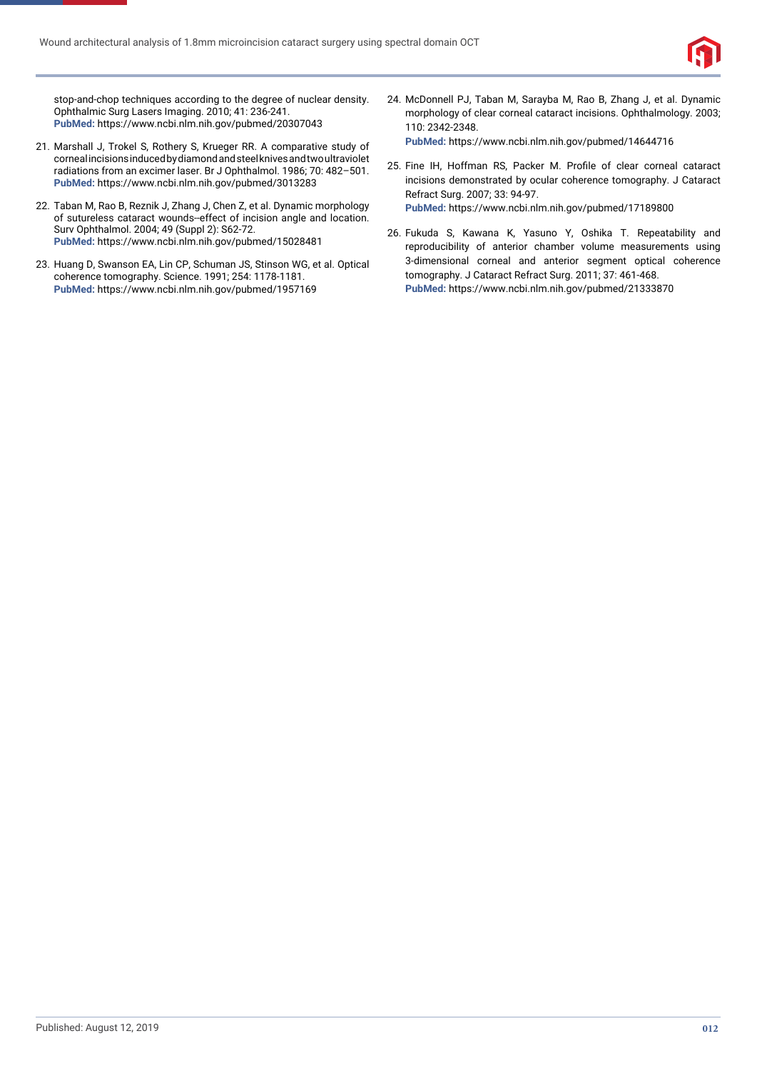stop-and-chop techniques according to the degree of nuclear density. Ophthalmic Surg Lasers Imaging. 2010; 41: 236-241.
**PubMed:** https://www.ncbi.nlm.nih.gov/pubmed/20307043

21. Marshall J, Trokel S, Rothery S, Krueger RR. A comparative study of corneal incisions induced by diamond and steel knives and two ultraviolet radiations from an excimer laser. Br J Ophthalmol. 1986; 70: 482–501.
**PubMed:** https://www.ncbi.nlm.nih.gov/pubmed/3013283

22. Taban M, Rao B, Reznik J, Zhang J, Chen Z, et al. Dynamic morphology of sutureless cataract wounds--effect of incision angle and location. Surv Ophthalmol. 2004; 49 (Suppl 2): S62-72.
**PubMed:** https://www.ncbi.nlm.nih.gov/pubmed/15028481

23. Huang D, Swanson EA, Lin CP, Schuman JS, Stinson WG, et al. Optical coherence tomography. Science. 1991; 254: 1178-1181.
**PubMed:** https://www.ncbi.nlm.nih.gov/pubmed/1957169

24. McDonnell PJ, Taban M, Sarayba M, Rao B, Zhang J, et al. Dynamic morphology of clear corneal cataract incisions. Ophthalmology. 2003; 110: 2342-2348.
**PubMed:** https://www.ncbi.nlm.nih.gov/pubmed/14644716

25. Fine IH, Hoffman RS, Packer M. Profile of clear corneal cataract incisions demonstrated by ocular coherence tomography. J Cataract Refract Surg. 2007; 33: 94-97.
**PubMed:** https://www.ncbi.nlm.nih.gov/pubmed/17189800

26. Fukuda S, Kawana K, Yasuno Y, Oshika T. Repeatability and reproducibility of anterior chamber volume measurements using 3-dimensional corneal and anterior segment optical coherence tomography. J Cataract Refract Surg. 2011; 37: 461-468.
**PubMed:** https://www.ncbi.nlm.nih.gov/pubmed/21333870